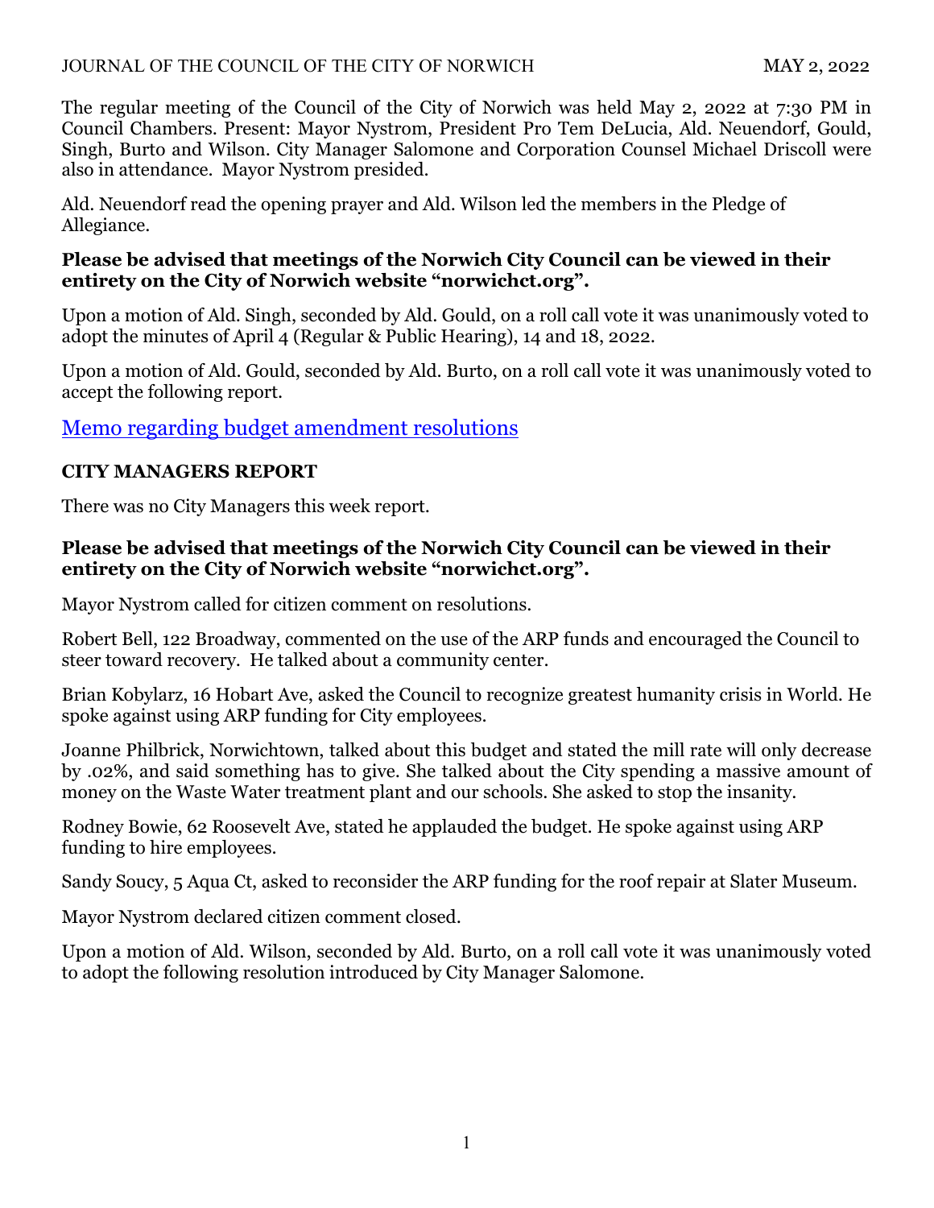The regular meeting of the Council of the City of Norwich was held May 2, 2022 at 7:30 PM in Council Chambers. Present: Mayor Nystrom, President Pro Tem DeLucia, Ald. Neuendorf, Gould, Singh, Burto and Wilson. City Manager Salomone and Corporation Counsel Michael Driscoll were also in attendance. Mayor Nystrom presided.

Ald. Neuendorf read the opening prayer and Ald. Wilson led the members in the Pledge of Allegiance.

**Please be advised that meetings of the Norwich City Council can be viewed in their entirety on the City of Norwich website "norwichct.org".**

Upon a motion of Ald. Singh, seconded by Ald. Gould, on a roll call vote it was unanimously voted to adopt the minutes of April 4 (Regular & Public Hearing), 14 and 18, 2022.

Upon a motion of Ald. Gould, seconded by Ald. Burto, on a roll call vote it was unanimously voted to accept the following report.

Memo regarding budget amendment resolutions

## CITY MANAGERS REPORT

There was no City Managers this week report.

**Please be advised that meetings of the Norwich City Council can be viewed in their entirety on the City of Norwich website "norwichct.org".**

Mayor Nystrom called for citizen comment on resolutions.

Robert Bell, 122 Broadway, commented on the use of the ARP funds and encouraged the Council to steer toward recovery. He talked about a community center.

Brian Kobylarz, 16 Hobart Ave, asked the Council to recognize greatest humanity crisis in World. He spoke against using ARP funding for City employees.

Joanne Philbrick, Norwichtown, talked about this budget and stated the mill rate will only decrease by .02%, and said something has to give. She talked about the City spending a massive amount of money on the Waste Water treatment plant and our schools. She asked to stop the insanity.

Rodney Bowie, 62 Roosevelt Ave, stated he applauded the budget. He spoke against using ARP funding to hire employees.

Sandy Soucy, 5 Aqua Ct, asked to reconsider the ARP funding for the roof repair at Slater Museum.

Mayor Nystrom declared citizen comment closed.

Upon a motion of Ald. Wilson, seconded by Ald. Burto, on a roll call vote it was unanimously voted to adopt the following resolution introduced by City Manager Salomone.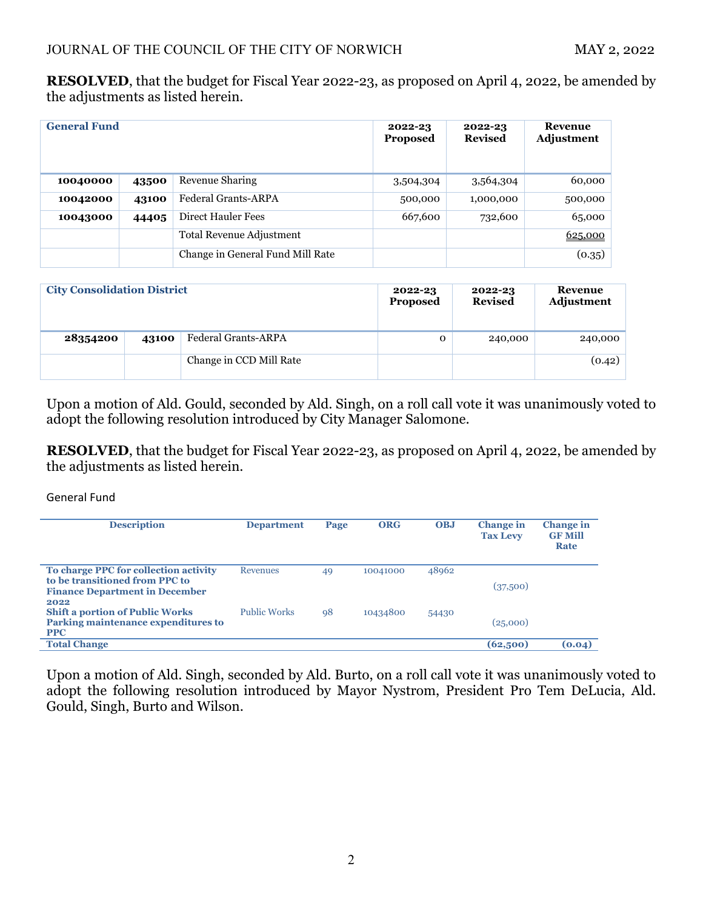**RESOLVED**, that the budget for Fiscal Year 2022-23, as proposed on April 4, 2022, be amended by the adjustments as listed herein.

| General Fund | | | 2022-23 Proposed | 2022-23 Revised | Revenue Adjustment |
|---|---|---|---|---|---|
| **10040000** | **43500** | Revenue Sharing | 3,504,304 | 3,564,304 | 60,000 |
| **10042000** | **43100** | Federal Grants-ARPA | 500,000 | 1,000,000 | 500,000 |
| **10043000** | **44405** | Direct Hauler Fees | 667,600 | 732,600 | 65,000 |
| | | Total Revenue Adjustment | | | 625,000 |
| | | Change in General Fund Mill Rate | | | (0.35) |

| City Consolidation District | | | 2022-23 Proposed | 2022-23 Revised | Revenue Adjustment |
|---|---|---|---|---|---|
| **28354200** | **43100** | Federal Grants-ARPA | 0 | 240,000 | 240,000 |
| | | Change in CCD Mill Rate | | | (0.42) |

Upon a motion of Ald. Gould, seconded by Ald. Singh, on a roll call vote it was unanimously voted to adopt the following resolution introduced by City Manager Salomone.

**RESOLVED**, that the budget for Fiscal Year 2022-23, as proposed on April 4, 2022, be amended by the adjustments as listed herein.

General Fund

| Description | Department | Page | ORG | OBJ | Change in Tax Levy | Change in GF Mill Rate |
|---|---|---|---|---|---|---|
| **To charge PPC for collection activity to be transitioned from PPC to Finance Department in December 2022** | Revenues | 49 | 10041000 | 48962 | (37,500) | |
| **Shift a portion of Public Works Parking maintenance expenditures to PPC** | Public Works | 98 | 10434800 | 54430 | (25,000) | |
| **Total Change** | | | | | **(62,500)** | **(0.04)** |

Upon a motion of Ald. Singh, seconded by Ald. Burto, on a roll call vote it was unanimously voted to adopt the following resolution introduced by Mayor Nystrom, President Pro Tem DeLucia, Ald. Gould, Singh, Burto and Wilson.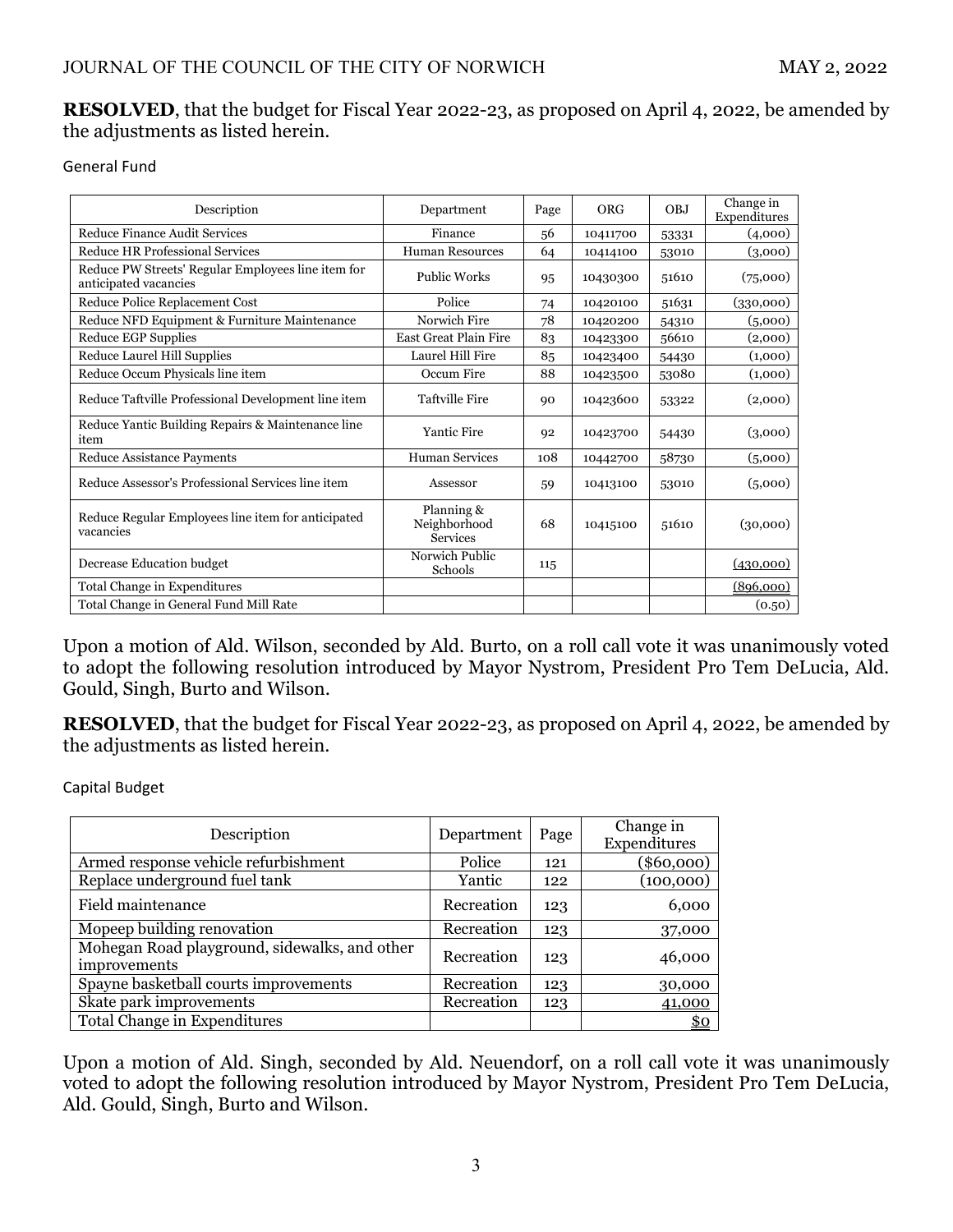**RESOLVED**, that the budget for Fiscal Year 2022-23, as proposed on April 4, 2022, be amended by the adjustments as listed herein.

General Fund

| Description | Department | Page | ORG | OBJ | Change in Expenditures |
|---|---|---|---|---|---|
| Reduce Finance Audit Services | Finance | 56 | 10411700 | 53331 | (4,000) |
| Reduce HR Professional Services | Human Resources | 64 | 10414100 | 53010 | (3,000) |
| Reduce PW Streets' Regular Employees line item for anticipated vacancies | Public Works | 95 | 10430300 | 51610 | (75,000) |
| Reduce Police Replacement Cost | Police | 74 | 10420100 | 51631 | (330,000) |
| Reduce NFD Equipment & Furniture Maintenance | Norwich Fire | 78 | 10420200 | 54310 | (5,000) |
| Reduce EGP Supplies | East Great Plain Fire | 83 | 10423300 | 56610 | (2,000) |
| Reduce Laurel Hill Supplies | Laurel Hill Fire | 85 | 10423400 | 54430 | (1,000) |
| Reduce Occum Physicals line item | Occum Fire | 88 | 10423500 | 53080 | (1,000) |
| Reduce Taftville Professional Development line item | Taftville Fire | 90 | 10423600 | 53322 | (2,000) |
| Reduce Yantic Building Repairs & Maintenance line item | Yantic Fire | 92 | 10423700 | 54430 | (3,000) |
| Reduce Assistance Payments | Human Services | 108 | 10442700 | 58730 | (5,000) |
| Reduce Assessor's Professional Services line item | Assessor | 59 | 10413100 | 53010 | (5,000) |
| Reduce Regular Employees line item for anticipated vacancies | Planning & Neighborhood Services | 68 | 10415100 | 51610 | (30,000) |
| Decrease Education budget | Norwich Public Schools | 115 | | | (430,000) |
| Total Change in Expenditures | | | | | (896,000) |
| Total Change in General Fund Mill Rate | | | | | (0.50) |

Upon a motion of Ald. Wilson, seconded by Ald. Burto, on a roll call vote it was unanimously voted to adopt the following resolution introduced by Mayor Nystrom, President Pro Tem DeLucia, Ald. Gould, Singh, Burto and Wilson.

**RESOLVED**, that the budget for Fiscal Year 2022-23, as proposed on April 4, 2022, be amended by the adjustments as listed herein.

Capital Budget

| Description | Department | Page | Change in Expenditures |
|---|---|---|---|
| Armed response vehicle refurbishment | Police | 121 | ($60,000) |
| Replace underground fuel tank | Yantic | 122 | (100,000) |
| Field maintenance | Recreation | 123 | 6,000 |
| Mopeep building renovation | Recreation | 123 | 37,000 |
| Mohegan Road playground, sidewalks, and other improvements | Recreation | 123 | 46,000 |
| Spayne basketball courts improvements | Recreation | 123 | 30,000 |
| Skate park improvements | Recreation | 123 | 41,000 |
| Total Change in Expenditures | | | $0 |

Upon a motion of Ald. Singh, seconded by Ald. Neuendorf, on a roll call vote it was unanimously voted to adopt the following resolution introduced by Mayor Nystrom, President Pro Tem DeLucia, Ald. Gould, Singh, Burto and Wilson.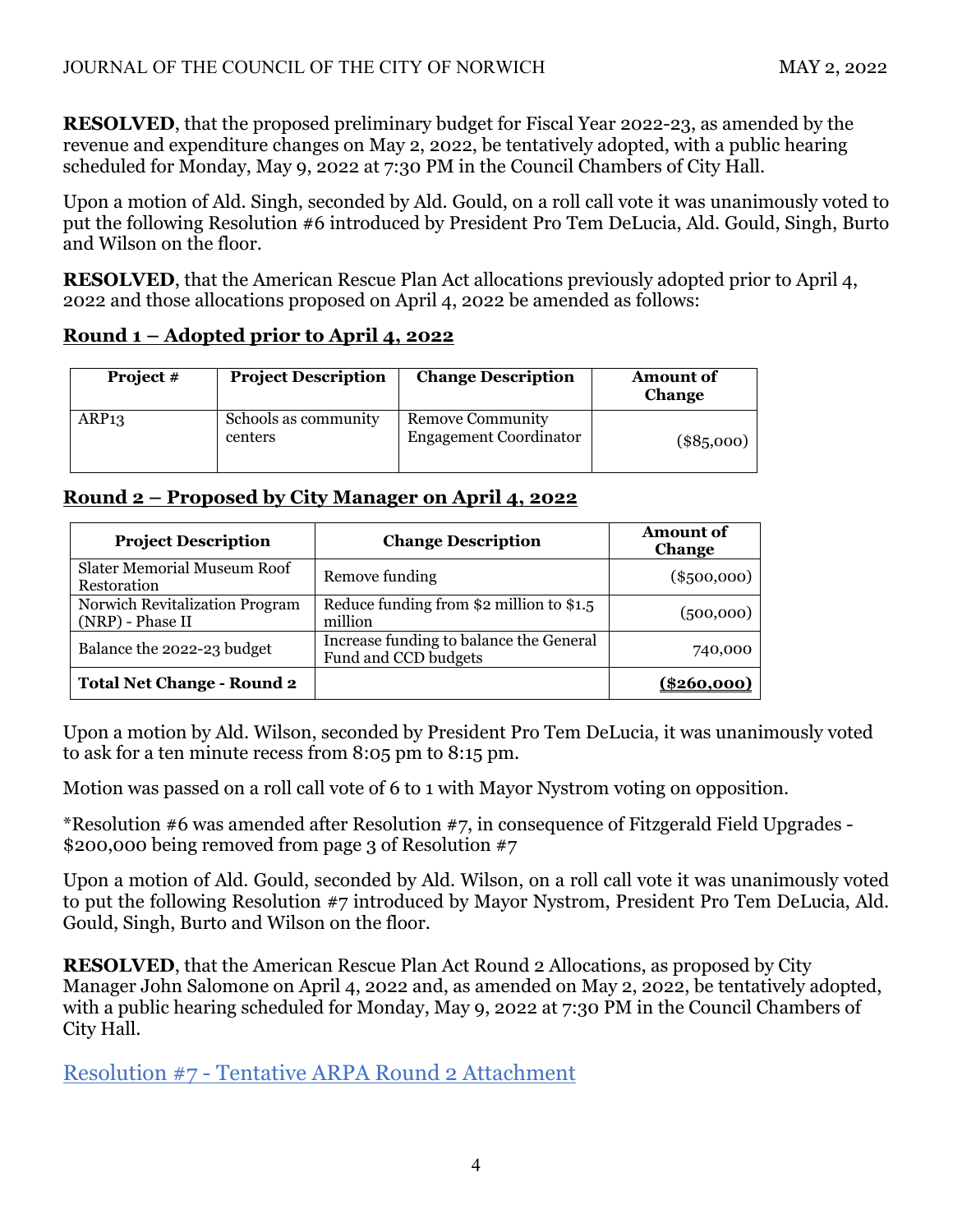**RESOLVED**, that the proposed preliminary budget for Fiscal Year 2022-23, as amended by the revenue and expenditure changes on May 2, 2022, be tentatively adopted, with a public hearing scheduled for Monday, May 9, 2022 at 7:30 PM in the Council Chambers of City Hall.

Upon a motion of Ald. Singh, seconded by Ald. Gould, on a roll call vote it was unanimously voted to put the following Resolution #6 introduced by President Pro Tem DeLucia, Ald. Gould, Singh, Burto and Wilson on the floor.

**RESOLVED**, that the American Rescue Plan Act allocations previously adopted prior to April 4, 2022 and those allocations proposed on April 4, 2022 be amended as follows:

**Round 1 – Adopted prior to April 4, 2022**

| Project # | Project Description | Change Description | Amount of Change |
|---|---|---|---|
| ARP13 | Schools as community centers | Remove Community Engagement Coordinator | ($85,000) |

**Round 2 – Proposed by City Manager on April 4, 2022**

| Project Description | Change Description | Amount of Change |
|---|---|---|
| Slater Memorial Museum Roof Restoration | Remove funding | ($500,000) |
| Norwich Revitalization Program (NRP) - Phase II | Reduce funding from $2 million to $1.5 million | (500,000) |
| Balance the 2022-23 budget | Increase funding to balance the General Fund and CCD budgets | 740,000 |
| **Total Net Change - Round 2** | | **($260,000)** |

Upon a motion by Ald. Wilson, seconded by President Pro Tem DeLucia, it was unanimously voted to ask for a ten minute recess from 8:05 pm to 8:15 pm.

Motion was passed on a roll call vote of 6 to 1 with Mayor Nystrom voting on opposition.

*Resolution #6 was amended after Resolution #7, in consequence of Fitzgerald Field Upgrades - $200,000 being removed from page 3 of Resolution #7

Upon a motion of Ald. Gould, seconded by Ald. Wilson, on a roll call vote it was unanimously voted to put the following Resolution #7 introduced by Mayor Nystrom, President Pro Tem DeLucia, Ald. Gould, Singh, Burto and Wilson on the floor.

**RESOLVED**, that the American Rescue Plan Act Round 2 Allocations, as proposed by City Manager John Salomone on April 4, 2022 and, as amended on May 2, 2022, be tentatively adopted, with a public hearing scheduled for Monday, May 9, 2022 at 7:30 PM in the Council Chambers of City Hall.

Resolution #7 - Tentative ARPA Round 2 Attachment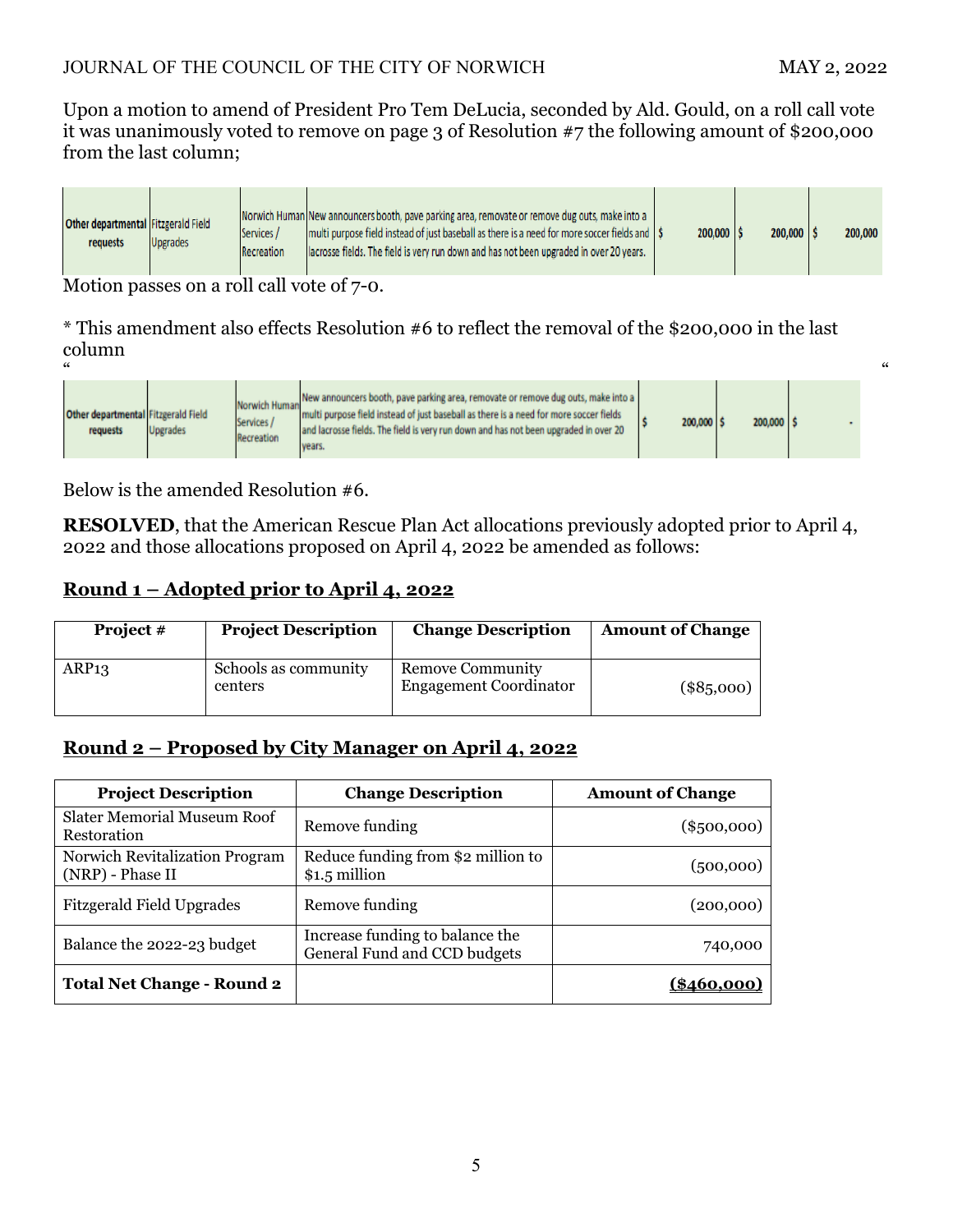Upon a motion to amend of President Pro Tem DeLucia, seconded by Ald. Gould, on a roll call vote it was unanimously voted to remove on page 3 of Resolution #7 the following amount of $200,000 from the last column;

| Other departmental requests | Fitzgerald Field Upgrades | Norwich Human Services / Recreation | New announcers booth, pave parking area, renovate or remove dug outs, make into a multi purpose field instead of just baseball as there is a need for more soccer fields and lacrosse fields. The field is very run down and has not been upgraded in over 20 years. | $ 200,000 | $ 200,000 | $ 200,000 |
|---|---|---|---|---|---|---|

Motion passes on a roll call vote of 7-0.

* This amendment also effects Resolution #6 to reflect the removal of the $200,000 in the last column

" "

| Other departmental requests | Fitzgerald Field Upgrades | Norwich Human Services / Recreation | New announcers booth, pave parking area, renovate or remove dug outs, make into a multi purpose field instead of just baseball as there is a need for more soccer fields and lacrosse fields. The field is very run down and has not been upgraded in over 20 years. | $ 200,000 | $ 200,000 | $ - |
|---|---|---|---|---|---|---|

Below is the amended Resolution #6.

**RESOLVED**, that the American Rescue Plan Act allocations previously adopted prior to April 4, 2022 and those allocations proposed on April 4, 2022 be amended as follows:

## Round 1 – Adopted prior to April 4, 2022

| Project # | Project Description | Change Description | Amount of Change |
|---|---|---|---|
| ARP13 | Schools as community centers | Remove Community Engagement Coordinator | ($85,000) |

## Round 2 – Proposed by City Manager on April 4, 2022

| Project Description | Change Description | Amount of Change |
|---|---|---|
| Slater Memorial Museum Roof Restoration | Remove funding | ($500,000) |
| Norwich Revitalization Program (NRP) - Phase II | Reduce funding from $2 million to $1.5 million | (500,000) |
| Fitzgerald Field Upgrades | Remove funding | (200,000) |
| Balance the 2022-23 budget | Increase funding to balance the General Fund and CCD budgets | 740,000 |
| **Total Net Change - Round 2** | | **($460,000)** |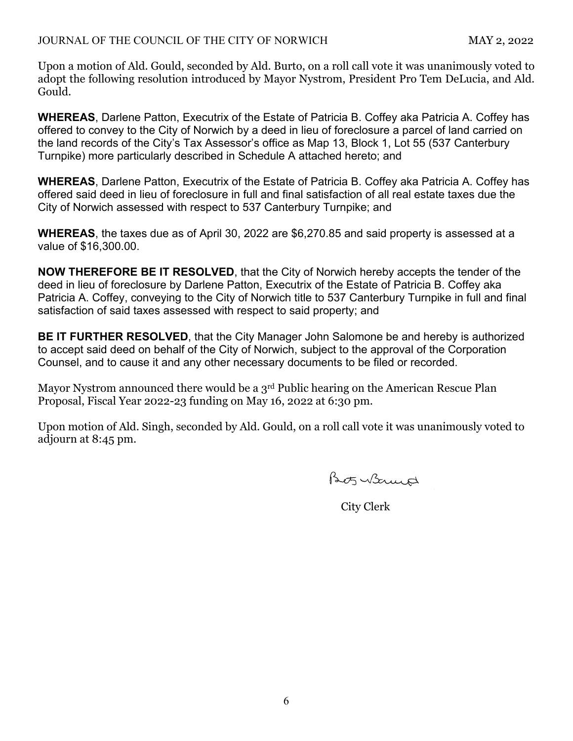Upon a motion of Ald. Gould, seconded by Ald. Burto, on a roll call vote it was unanimously voted to adopt the following resolution introduced by Mayor Nystrom, President Pro Tem DeLucia, and Ald. Gould.

**WHEREAS**, Darlene Patton, Executrix of the Estate of Patricia B. Coffey aka Patricia A. Coffey has offered to convey to the City of Norwich by a deed in lieu of foreclosure a parcel of land carried on the land records of the City's Tax Assessor's office as Map 13, Block 1, Lot 55 (537 Canterbury Turnpike) more particularly described in Schedule A attached hereto; and

**WHEREAS**, Darlene Patton, Executrix of the Estate of Patricia B. Coffey aka Patricia A. Coffey has offered said deed in lieu of foreclosure in full and final satisfaction of all real estate taxes due the City of Norwich assessed with respect to 537 Canterbury Turnpike; and

**WHEREAS**, the taxes due as of April 30, 2022 are $6,270.85 and said property is assessed at a value of $16,300.00.

**NOW THEREFORE BE IT RESOLVED**, that the City of Norwich hereby accepts the tender of the deed in lieu of foreclosure by Darlene Patton, Executrix of the Estate of Patricia B. Coffey aka Patricia A. Coffey, conveying to the City of Norwich title to 537 Canterbury Turnpike in full and final satisfaction of said taxes assessed with respect to said property; and

**BE IT FURTHER RESOLVED**, that the City Manager John Salomone be and hereby is authorized to accept said deed on behalf of the City of Norwich, subject to the approval of the Corporation Counsel, and to cause it and any other necessary documents to be filed or recorded.

Mayor Nystrom announced there would be a 3rd Public hearing on the American Rescue Plan Proposal, Fiscal Year 2022-23 funding on May 16, 2022 at 6:30 pm.

Upon motion of Ald. Singh, seconded by Ald. Gould, on a roll call vote it was unanimously voted to adjourn at 8:45 pm.

City Clerk